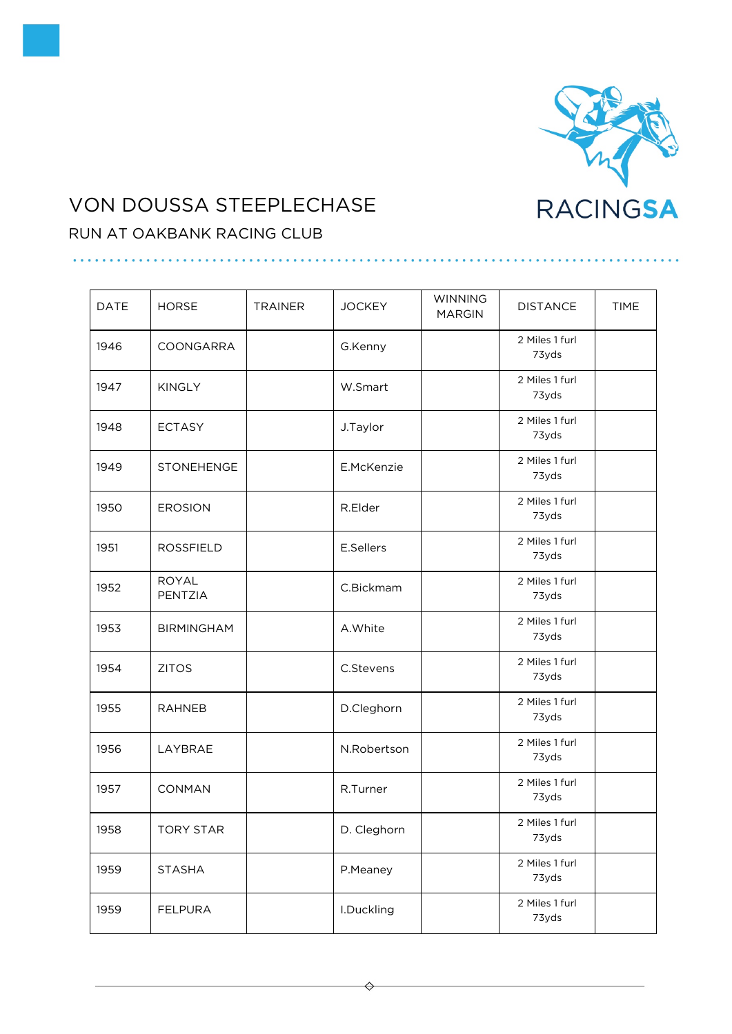# VON DOUSSA STEEPLECHASE

## RUN AT OAKBANK RACING CLUB

| DATE | HORSE | TRAINER | JOCKEY | WINNING MARGIN | DISTANCE | TIME |
|---|---|---|---|---|---|---|
| 1946 | COONGARRA | | G.Kenny | | 2 Miles 1 furl 73yds | |
| 1947 | KINGLY | | W.Smart | | 2 Miles 1 furl 73yds | |
| 1948 | ECTASY | | J.Taylor | | 2 Miles 1 furl 73yds | |
| 1949 | STONEHENGE | | E.McKenzie | | 2 Miles 1 furl 73yds | |
| 1950 | EROSION | | R.Elder | | 2 Miles 1 furl 73yds | |
| 1951 | ROSSFIELD | | E.Sellers | | 2 Miles 1 furl 73yds | |
| 1952 | ROYAL PENTZIA | | C.Bickmam | | 2 Miles 1 furl 73yds | |
| 1953 | BIRMINGHAM | | A.White | | 2 Miles 1 furl 73yds | |
| 1954 | ZITOS | | C.Stevens | | 2 Miles 1 furl 73yds | |
| 1955 | RAHNEB | | D.Cleghorn | | 2 Miles 1 furl 73yds | |
| 1956 | LAYBRAE | | N.Robertson | | 2 Miles 1 furl 73yds | |
| 1957 | CONMAN | | R.Turner | | 2 Miles 1 furl 73yds | |
| 1958 | TORY STAR | | D. Cleghorn | | 2 Miles 1 furl 73yds | |
| 1959 | STASHA | | P.Meaney | | 2 Miles 1 furl 73yds | |
| 1959 | FELPURA | | I.Duckling | | 2 Miles 1 furl 73yds | |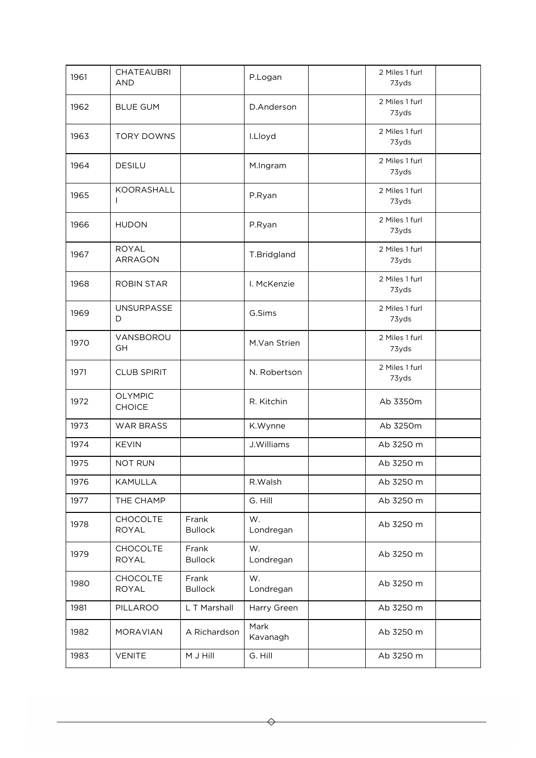| 1961 | CHATEAUBRIAND | | P.Logan | | 2 Miles 1 furl 73yds | |
|---|---|---|---|---|---|---|
| 1962 | BLUE GUM | | D.Anderson | | 2 Miles 1 furl 73yds | |
| 1963 | TORY DOWNS | | I.Lloyd | | 2 Miles 1 furl 73yds | |
| 1964 | DESILU | | M.Ingram | | 2 Miles 1 furl 73yds | |
| 1965 | KOORASHALL I | | P.Ryan | | 2 Miles 1 furl 73yds | |
| 1966 | HUDON | | P.Ryan | | 2 Miles 1 furl 73yds | |
| 1967 | ROYAL ARRAGON | | T.Bridgland | | 2 Miles 1 furl 73yds | |
| 1968 | ROBIN STAR | | I. McKenzie | | 2 Miles 1 furl 73yds | |
| 1969 | UNSURPASSED | | G.Sims | | 2 Miles 1 furl 73yds | |
| 1970 | VANSBOROUGH | | M.Van Strien | | 2 Miles 1 furl 73yds | |
| 1971 | CLUB SPIRIT | | N. Robertson | | 2 Miles 1 furl 73yds | |
| 1972 | OLYMPIC CHOICE | | R. Kitchin | | Ab 3350m | |
| 1973 | WAR BRASS | | K.Wynne | | Ab 3250m | |
| 1974 | KEVIN | | J.Williams | | Ab 3250 m | |
| 1975 | NOT RUN | | | | Ab 3250 m | |
| 1976 | KAMULLA | | R.Walsh | | Ab 3250 m | |
| 1977 | THE CHAMP | | G. Hill | | Ab 3250 m | |
| 1978 | CHOCOLTE ROYAL | Frank Bullock | W. Londregan | | Ab 3250 m | |
| 1979 | CHOCOLTE ROYAL | Frank Bullock | W. Londregan | | Ab 3250 m | |
| 1980 | CHOCOLTE ROYAL | Frank Bullock | W. Londregan | | Ab 3250 m | |
| 1981 | PILLAROO | L T Marshall | Harry Green | | Ab 3250 m | |
| 1982 | MORAVIAN | A Richardson | Mark Kavanagh | | Ab 3250 m | |
| 1983 | VENITE | M J Hill | G. Hill | | Ab 3250 m | |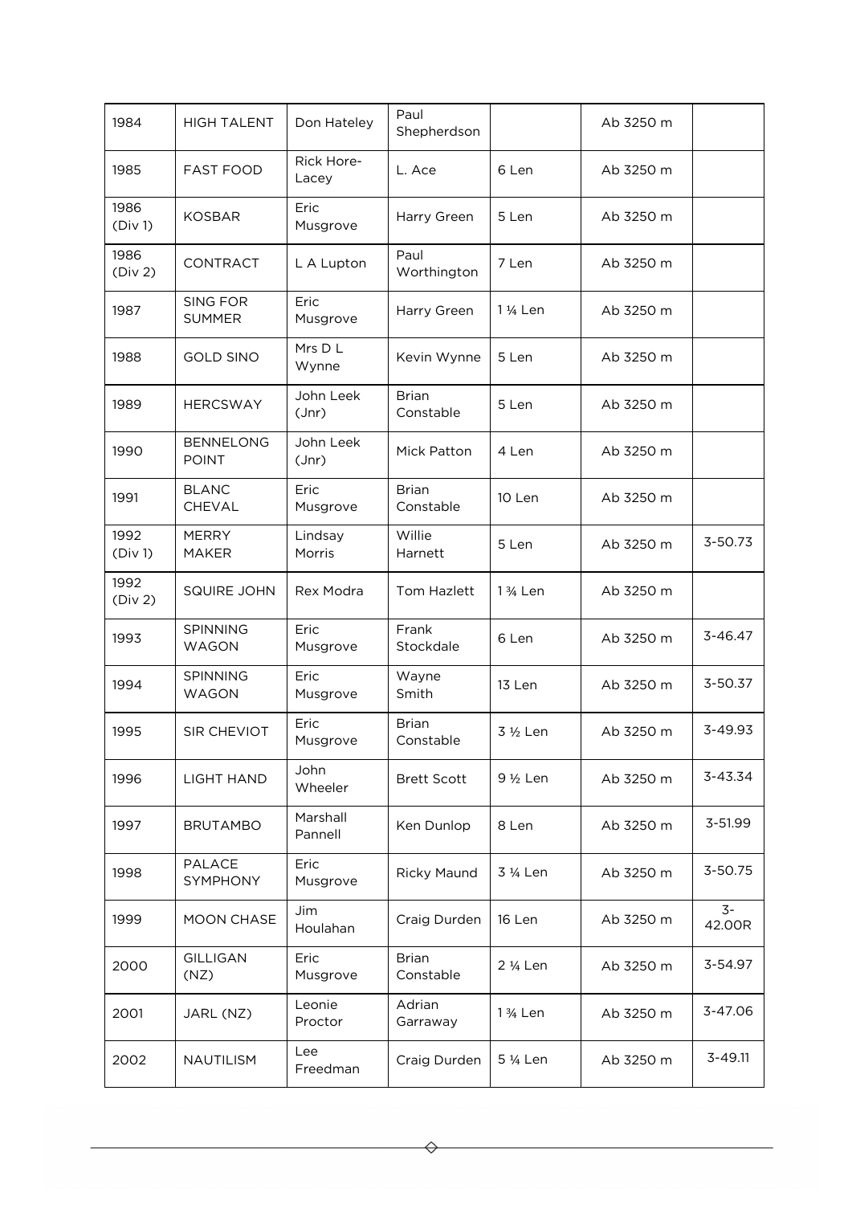| 1984 | HIGH TALENT | Don Hateley | Paul Shepherdson | | Ab 3250 m | |
|---|---|---|---|---|---|---|
| 1985 | FAST FOOD | Rick Hore-Lacey | L. Ace | 6 Len | Ab 3250 m | |
| 1986 (Div 1) | KOSBAR | Eric Musgrove | Harry Green | 5 Len | Ab 3250 m | |
| 1986 (Div 2) | CONTRACT | L A Lupton | Paul Worthington | 7 Len | Ab 3250 m | |
| 1987 | SING FOR SUMMER | Eric Musgrove | Harry Green | 1 ¼ Len | Ab 3250 m | |
| 1988 | GOLD SINO | Mrs D L Wynne | Kevin Wynne | 5 Len | Ab 3250 m | |
| 1989 | HERCSWAY | John Leek (Jnr) | Brian Constable | 5 Len | Ab 3250 m | |
| 1990 | BENNELONG POINT | John Leek (Jnr) | Mick Patton | 4 Len | Ab 3250 m | |
| 1991 | BLANC CHEVAL | Eric Musgrove | Brian Constable | 10 Len | Ab 3250 m | |
| 1992 (Div 1) | MERRY MAKER | Lindsay Morris | Willie Harnett | 5 Len | Ab 3250 m | 3-50.73 |
| 1992 (Div 2) | SQUIRE JOHN | Rex Modra | Tom Hazlett | 1 ¾ Len | Ab 3250 m | |
| 1993 | SPINNING WAGON | Eric Musgrove | Frank Stockdale | 6 Len | Ab 3250 m | 3-46.47 |
| 1994 | SPINNING WAGON | Eric Musgrove | Wayne Smith | 13 Len | Ab 3250 m | 3-50.37 |
| 1995 | SIR CHEVIOT | Eric Musgrove | Brian Constable | 3 ½ Len | Ab 3250 m | 3-49.93 |
| 1996 | LIGHT HAND | John Wheeler | Brett Scott | 9 ½ Len | Ab 3250 m | 3-43.34 |
| 1997 | BRUTAMBO | Marshall Pannell | Ken Dunlop | 8 Len | Ab 3250 m | 3-51.99 |
| 1998 | PALACE SYMPHONY | Eric Musgrove | Ricky Maund | 3 ¼ Len | Ab 3250 m | 3-50.75 |
| 1999 | MOON CHASE | Jim Houlahan | Craig Durden | 16 Len | Ab 3250 m | 3-42.00R |
| 2000 | GILLIGAN (NZ) | Eric Musgrove | Brian Constable | 2 ¼ Len | Ab 3250 m | 3-54.97 |
| 2001 | JARL (NZ) | Leonie Proctor | Adrian Garraway | 1 ¾ Len | Ab 3250 m | 3-47.06 |
| 2002 | NAUTILISM | Lee Freedman | Craig Durden | 5 ¼ Len | Ab 3250 m | 3-49.11 |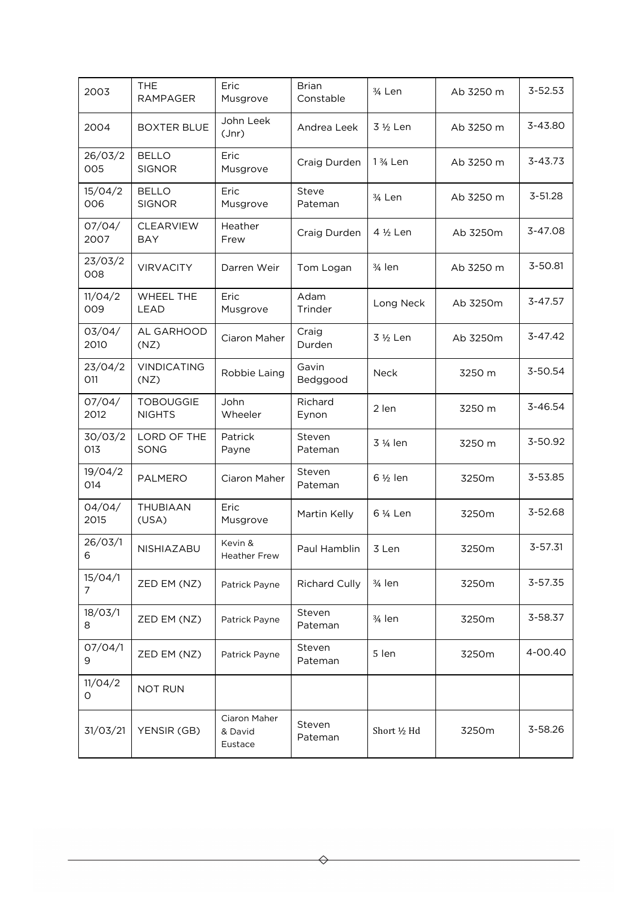| | | | | | | |
|---|---|---|---|---|---|---|
| 2003 | THE RAMPAGER | Eric Musgrove | Brian Constable | ¾ Len | Ab 3250 m | 3-52.53 |
| 2004 | BOXTER BLUE | John Leek (Jnr) | Andrea Leek | 3 ½ Len | Ab 3250 m | 3-43.80 |
| 26/03/2005 | BELLO SIGNOR | Eric Musgrove | Craig Durden | 1 ¾ Len | Ab 3250 m | 3-43.73 |
| 15/04/2006 | BELLO SIGNOR | Eric Musgrove | Steve Pateman | ¾ Len | Ab 3250 m | 3-51.28 |
| 07/04/2007 | CLEARVIEW BAY | Heather Frew | Craig Durden | 4 ½ Len | Ab 3250m | 3-47.08 |
| 23/03/2008 | VIRVACITY | Darren Weir | Tom Logan | ¾ len | Ab 3250 m | 3-50.81 |
| 11/04/2009 | WHEEL THE LEAD | Eric Musgrove | Adam Trinder | Long Neck | Ab 3250m | 3-47.57 |
| 03/04/2010 | AL GARHOOD (NZ) | Ciaron Maher | Craig Durden | 3 ½ Len | Ab 3250m | 3-47.42 |
| 23/04/2011 | VINDICATING (NZ) | Robbie Laing | Gavin Beggood | Neck | 3250 m | 3-50.54 |
| 07/04/2012 | TOBOUGGIE NIGHTS | John Wheeler | Richard Eynon | 2 len | 3250 m | 3-46.54 |
| 30/03/2013 | LORD OF THE SONG | Patrick Payne | Steven Pateman | 3 ¼ len | 3250 m | 3-50.92 |
| 19/04/2014 | PALMERO | Ciaron Maher | Steven Pateman | 6 ½ len | 3250m | 3-53.85 |
| 04/04/2015 | THUBIAAN (USA) | Eric Musgrove | Martin Kelly | 6 ¼ Len | 3250m | 3-52.68 |
| 26/03/16 | NISHIAZABU | Kevin & Heather Frew | Paul Hamblin | 3 Len | 3250m | 3-57.31 |
| 15/04/17 | ZED EM (NZ) | Patrick Payne | Richard Cully | ¾ len | 3250m | 3-57.35 |
| 18/03/18 | ZED EM (NZ) | Patrick Payne | Steven Pateman | ¾ len | 3250m | 3-58.37 |
| 07/04/19 | ZED EM (NZ) | Patrick Payne | Steven Pateman | 5 len | 3250m | 4-00.40 |
| 11/04/20 | NOT RUN | | | | | |
| 31/03/21 | YENSIR (GB) | Ciaron Maher & David Eustace | Steven Pateman | Short ½ Hd | 3250m | 3-58.26 |